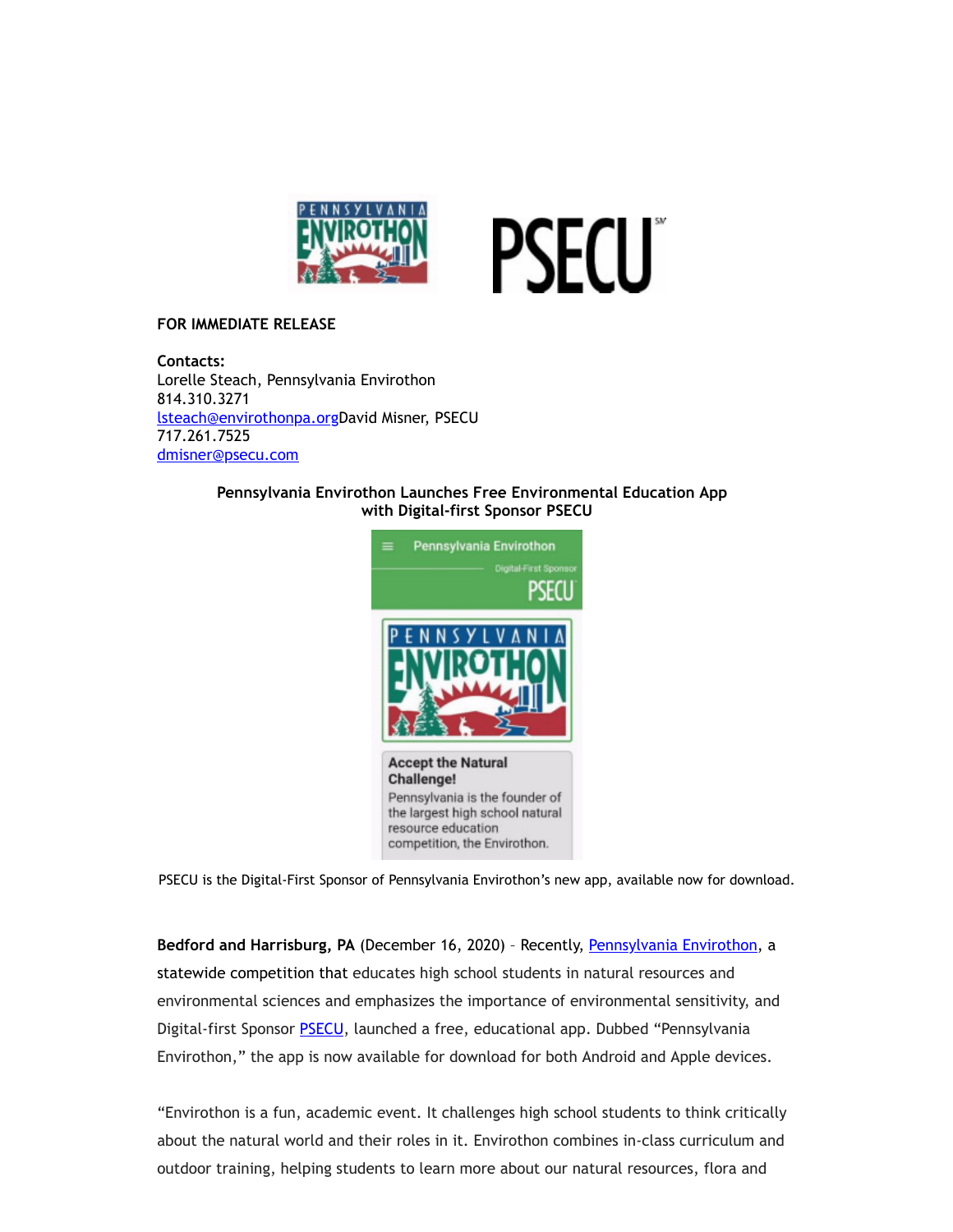**FOR IMMEDIATE RELEASE**

**Contacts:**
Lorelle Steach, Pennsylvania Envirothon
814.310.3271
[lsteach@envirothonpa.org](mailto:lsteach@envirothonpa.org)David Misner, PSECU
717.261.7525
[dmisner@psecu.com](mailto:dmisner@psecu.com)

**Pennsylvania Envirothon Launches Free Environmental Education App with Digital-first Sponsor PSECU**

PSECU is the Digital-First Sponsor of Pennsylvania Envirothon's new app, available now for download.

**Bedford and Harrisburg, PA** (December 16, 2020) – Recently, Pennsylvania Envirothon, a statewide competition that educates high school students in natural resources and environmental sciences and emphasizes the importance of environmental sensitivity, and Digital-first Sponsor PSECU, launched a free, educational app. Dubbed "Pennsylvania Envirothon," the app is now available for download for both Android and Apple devices.

"Envirothon is a fun, academic event. It challenges high school students to think critically about the natural world and their roles in it. Envirothon combines in-class curriculum and outdoor training, helping students to learn more about our natural resources, flora and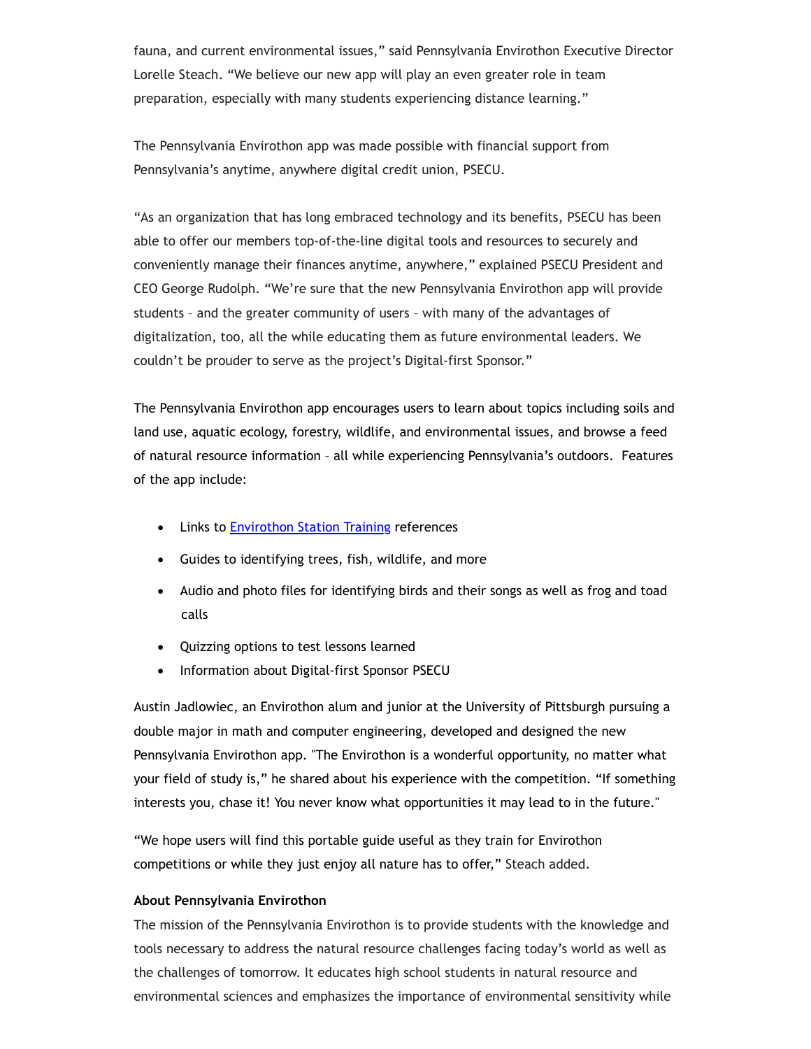fauna, and current environmental issues," said Pennsylvania Envirothon Executive Director Lorelle Steach. "We believe our new app will play an even greater role in team preparation, especially with many students experiencing distance learning."

The Pennsylvania Envirothon app was made possible with financial support from Pennsylvania's anytime, anywhere digital credit union, PSECU.

"As an organization that has long embraced technology and its benefits, PSECU has been able to offer our members top-of-the-line digital tools and resources to securely and conveniently manage their finances anytime, anywhere," explained PSECU President and CEO George Rudolph. "We're sure that the new Pennsylvania Envirothon app will provide students – and the greater community of users – with many of the advantages of digitalization, too, all the while educating them as future environmental leaders. We couldn't be prouder to serve as the project's Digital-first Sponsor."

The Pennsylvania Envirothon app encourages users to learn about topics including soils and land use, aquatic ecology, forestry, wildlife, and environmental issues, and browse a feed of natural resource information – all while experiencing Pennsylvania's outdoors. Features of the app include:

- Links to Envirothon Station Training references
- Guides to identifying trees, fish, wildlife, and more
- Audio and photo files for identifying birds and their songs as well as frog and toad calls
- Quizzing options to test lessons learned
- Information about Digital-first Sponsor PSECU

Austin Jadlowiec, an Envirothon alum and junior at the University of Pittsburgh pursuing a double major in math and computer engineering, developed and designed the new Pennsylvania Envirothon app. "The Envirothon is a wonderful opportunity, no matter what your field of study is," he shared about his experience with the competition. "If something interests you, chase it! You never know what opportunities it may lead to in the future."

"We hope users will find this portable guide useful as they train for Envirothon competitions or while they just enjoy all nature has to offer," Steach added.

**About Pennsylvania Envirothon**

The mission of the Pennsylvania Envirothon is to provide students with the knowledge and tools necessary to address the natural resource challenges facing today's world as well as the challenges of tomorrow. It educates high school students in natural resource and environmental sciences and emphasizes the importance of environmental sensitivity while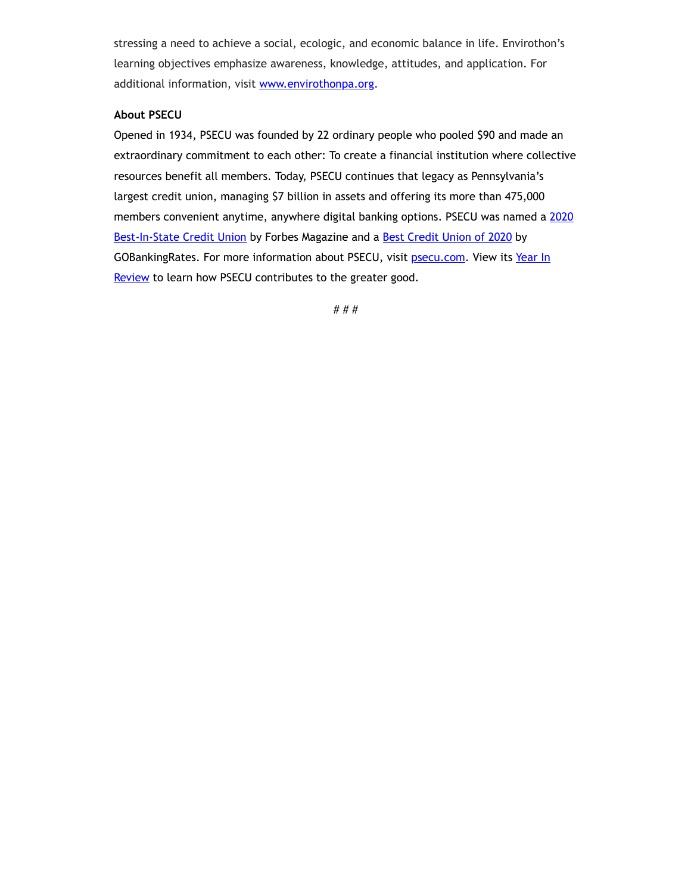stressing a need to achieve a social, ecologic, and economic balance in life. Envirothon's learning objectives emphasize awareness, knowledge, attitudes, and application. For additional information, visit [www.envirothonpa.org](http://www.envirothonpa.org).

**About PSECU**

Opened in 1934, PSECU was founded by 22 ordinary people who pooled $90 and made an extraordinary commitment to each other: To create a financial institution where collective resources benefit all members. Today, PSECU continues that legacy as Pennsylvania's largest credit union, managing $7 billion in assets and offering its more than 475,000 members convenient anytime, anywhere digital banking options. PSECU was named a 2020 Best-In-State Credit Union by Forbes Magazine and a Best Credit Union of 2020 by GOBankingRates. For more information about PSECU, visit psecu.com. View its Year In Review to learn how PSECU contributes to the greater good.

# # #